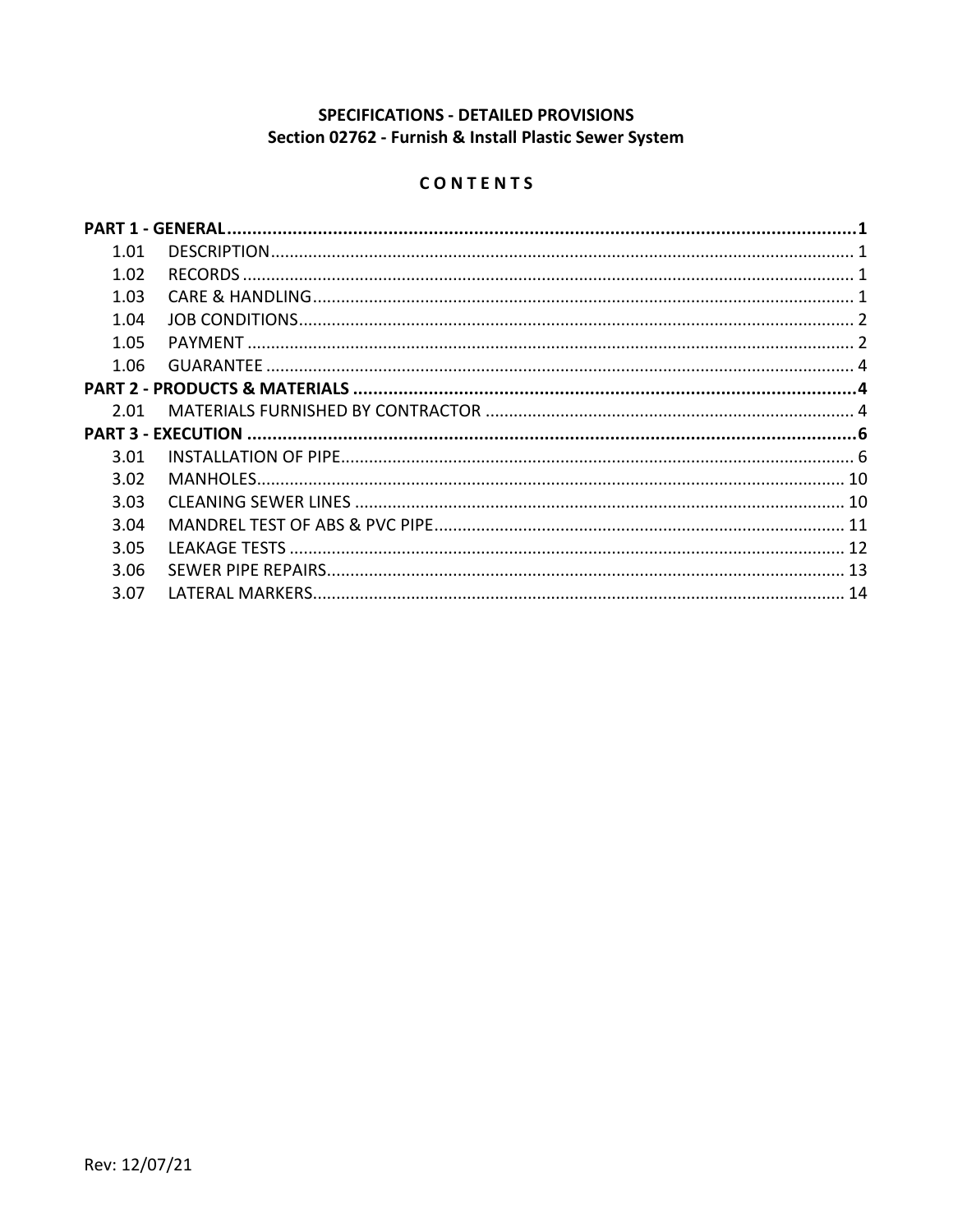# SPECIFICATIONS - DETAILED PROVISIONS
## Section 02762 - Furnish & Install Plastic Sewer System

### C O N T E N T S

| | | |
|---|---|---|
| **PART 1 - GENERAL** | | **1** |
| 1.01 | DESCRIPTION | 1 |
| 1.02 | RECORDS | 1 |
| 1.03 | CARE & HANDLING | 1 |
| 1.04 | JOB CONDITIONS | 2 |
| 1.05 | PAYMENT | 2 |
| 1.06 | GUARANTEE | 4 |
| **PART 2 - PRODUCTS & MATERIALS** | | **4** |
| 2.01 | MATERIALS FURNISHED BY CONTRACTOR | 4 |
| **PART 3 - EXECUTION** | | **6** |
| 3.01 | INSTALLATION OF PIPE | 6 |
| 3.02 | MANHOLES | 10 |
| 3.03 | CLEANING SEWER LINES | 10 |
| 3.04 | MANDREL TEST OF ABS & PVC PIPE | 11 |
| 3.05 | LEAKAGE TESTS | 12 |
| 3.06 | SEWER PIPE REPAIRS | 13 |
| 3.07 | LATERAL MARKERS | 14 |

Rev: 12/07/21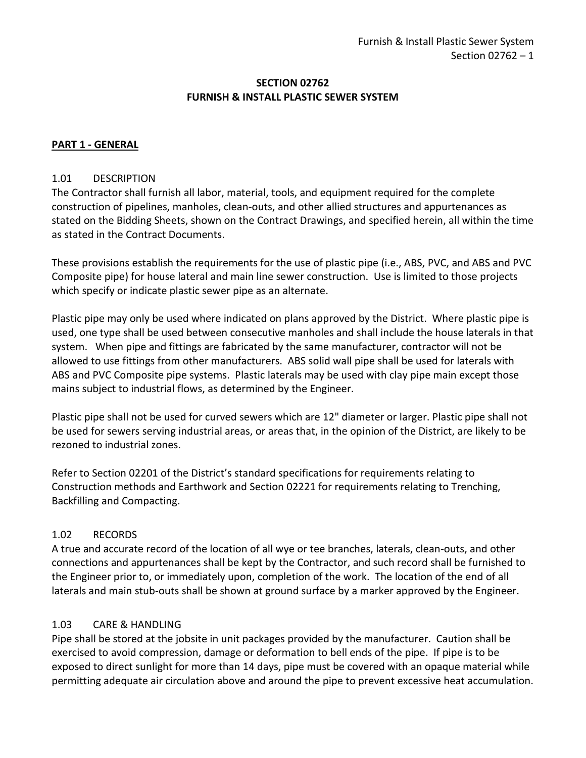# SECTION 02762
# FURNISH & INSTALL PLASTIC SEWER SYSTEM

## PART 1 - GENERAL

### 1.01 DESCRIPTION

The Contractor shall furnish all labor, material, tools, and equipment required for the complete construction of pipelines, manholes, clean-outs, and other allied structures and appurtenances as stated on the Bidding Sheets, shown on the Contract Drawings, and specified herein, all within the time as stated in the Contract Documents.

These provisions establish the requirements for the use of plastic pipe (i.e., ABS, PVC, and ABS and PVC Composite pipe) for house lateral and main line sewer construction. Use is limited to those projects which specify or indicate plastic sewer pipe as an alternate.

Plastic pipe may only be used where indicated on plans approved by the District. Where plastic pipe is used, one type shall be used between consecutive manholes and shall include the house laterals in that system. When pipe and fittings are fabricated by the same manufacturer, contractor will not be allowed to use fittings from other manufacturers. ABS solid wall pipe shall be used for laterals with ABS and PVC Composite pipe systems. Plastic laterals may be used with clay pipe main except those mains subject to industrial flows, as determined by the Engineer.

Plastic pipe shall not be used for curved sewers which are 12" diameter or larger. Plastic pipe shall not be used for sewers serving industrial areas, or areas that, in the opinion of the District, are likely to be rezoned to industrial zones.

Refer to Section 02201 of the District's standard specifications for requirements relating to Construction methods and Earthwork and Section 02221 for requirements relating to Trenching, Backfilling and Compacting.

### 1.02 RECORDS

A true and accurate record of the location of all wye or tee branches, laterals, clean-outs, and other connections and appurtenances shall be kept by the Contractor, and such record shall be furnished to the Engineer prior to, or immediately upon, completion of the work. The location of the end of all laterals and main stub-outs shall be shown at ground surface by a marker approved by the Engineer.

### 1.03 CARE & HANDLING

Pipe shall be stored at the jobsite in unit packages provided by the manufacturer. Caution shall be exercised to avoid compression, damage or deformation to bell ends of the pipe. If pipe is to be exposed to direct sunlight for more than 14 days, pipe must be covered with an opaque material while permitting adequate air circulation above and around the pipe to prevent excessive heat accumulation.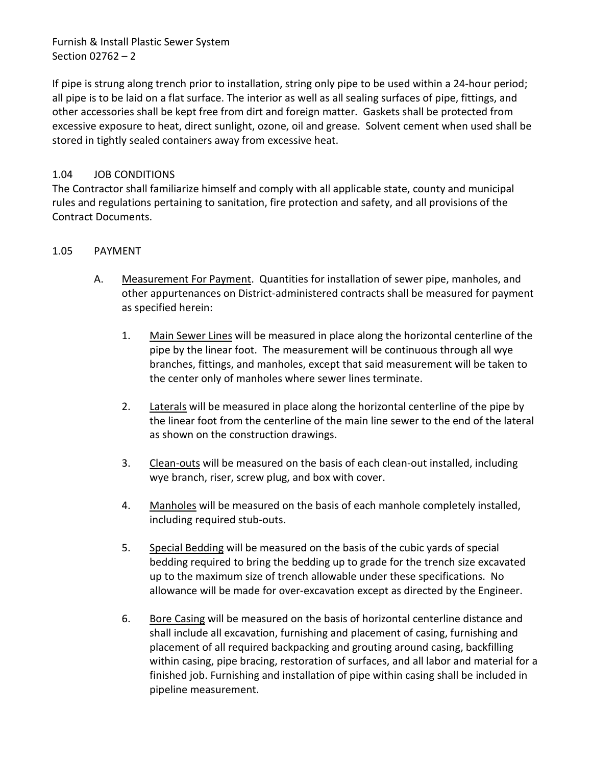If pipe is strung along trench prior to installation, string only pipe to be used within a 24-hour period; all pipe is to be laid on a flat surface. The interior as well as all sealing surfaces of pipe, fittings, and other accessories shall be kept free from dirt and foreign matter. Gaskets shall be protected from excessive exposure to heat, direct sunlight, ozone, oil and grease. Solvent cement when used shall be stored in tightly sealed containers away from excessive heat.

## 1.04 JOB CONDITIONS

The Contractor shall familiarize himself and comply with all applicable state, county and municipal rules and regulations pertaining to sanitation, fire protection and safety, and all provisions of the Contract Documents.

## 1.05 PAYMENT

A. Measurement For Payment. Quantities for installation of sewer pipe, manholes, and other appurtenances on District-administered contracts shall be measured for payment as specified herein:

1. Main Sewer Lines will be measured in place along the horizontal centerline of the pipe by the linear foot. The measurement will be continuous through all wye branches, fittings, and manholes, except that said measurement will be taken to the center only of manholes where sewer lines terminate.

2. Laterals will be measured in place along the horizontal centerline of the pipe by the linear foot from the centerline of the main line sewer to the end of the lateral as shown on the construction drawings.

3. Clean-outs will be measured on the basis of each clean-out installed, including wye branch, riser, screw plug, and box with cover.

4. Manholes will be measured on the basis of each manhole completely installed, including required stub-outs.

5. Special Bedding will be measured on the basis of the cubic yards of special bedding required to bring the bedding up to grade for the trench size excavated up to the maximum size of trench allowable under these specifications. No allowance will be made for over-excavation except as directed by the Engineer.

6. Bore Casing will be measured on the basis of horizontal centerline distance and shall include all excavation, furnishing and placement of casing, furnishing and placement of all required backpacking and grouting around casing, backfilling within casing, pipe bracing, restoration of surfaces, and all labor and material for a finished job. Furnishing and installation of pipe within casing shall be included in pipeline measurement.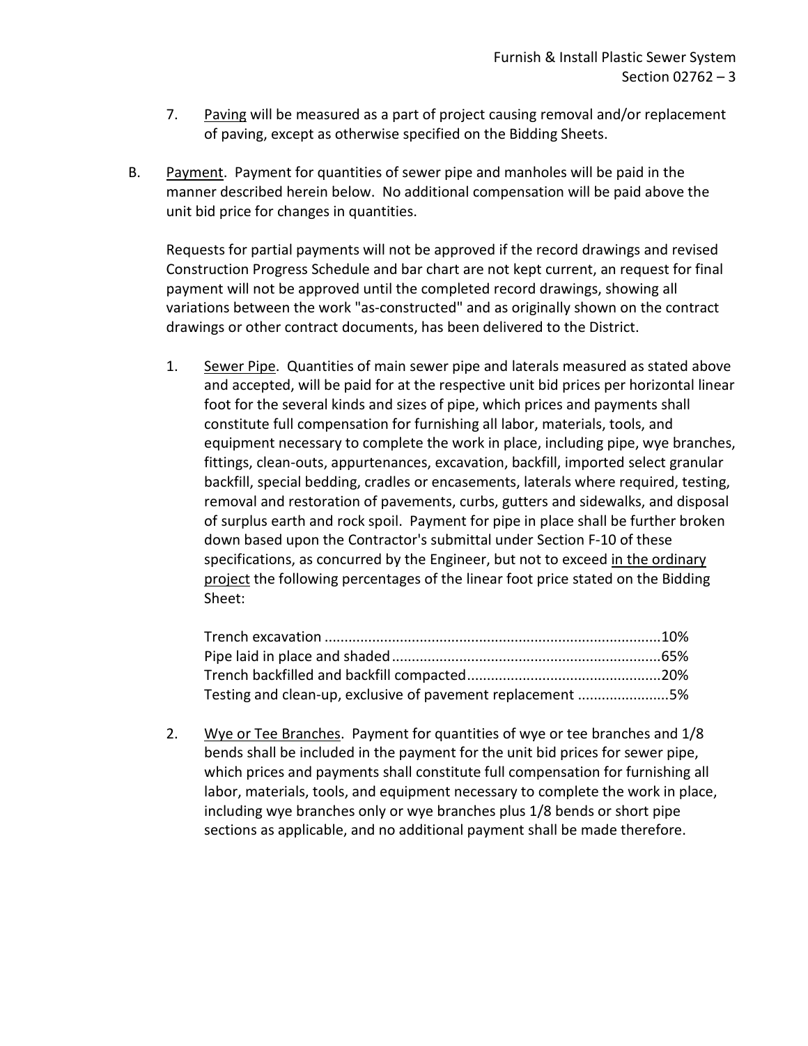7. Paving will be measured as a part of project causing removal and/or replacement of paving, except as otherwise specified on the Bidding Sheets.

B. Payment. Payment for quantities of sewer pipe and manholes will be paid in the manner described herein below. No additional compensation will be paid above the unit bid price for changes in quantities.

Requests for partial payments will not be approved if the record drawings and revised Construction Progress Schedule and bar chart are not kept current, an request for final payment will not be approved until the completed record drawings, showing all variations between the work "as-constructed" and as originally shown on the contract drawings or other contract documents, has been delivered to the District.

1. Sewer Pipe. Quantities of main sewer pipe and laterals measured as stated above and accepted, will be paid for at the respective unit bid prices per horizontal linear foot for the several kinds and sizes of pipe, which prices and payments shall constitute full compensation for furnishing all labor, materials, tools, and equipment necessary to complete the work in place, including pipe, wye branches, fittings, clean-outs, appurtenances, excavation, backfill, imported select granular backfill, special bedding, cradles or encasements, laterals where required, testing, removal and restoration of pavements, curbs, gutters and sidewalks, and disposal of surplus earth and rock spoil. Payment for pipe in place shall be further broken down based upon the Contractor's submittal under Section F-10 of these specifications, as concurred by the Engineer, but not to exceed in the ordinary project the following percentages of the linear foot price stated on the Bidding Sheet:

   Trench excavation ....................................................................................10%
   Pipe laid in place and shaded...................................................................65%
   Trench backfilled and backfill compacted................................................20%
   Testing and clean-up, exclusive of pavement replacement .......................5%

2. Wye or Tee Branches. Payment for quantities of wye or tee branches and 1/8 bends shall be included in the payment for the unit bid prices for sewer pipe, which prices and payments shall constitute full compensation for furnishing all labor, materials, tools, and equipment necessary to complete the work in place, including wye branches only or wye branches plus 1/8 bends or short pipe sections as applicable, and no additional payment shall be made therefore.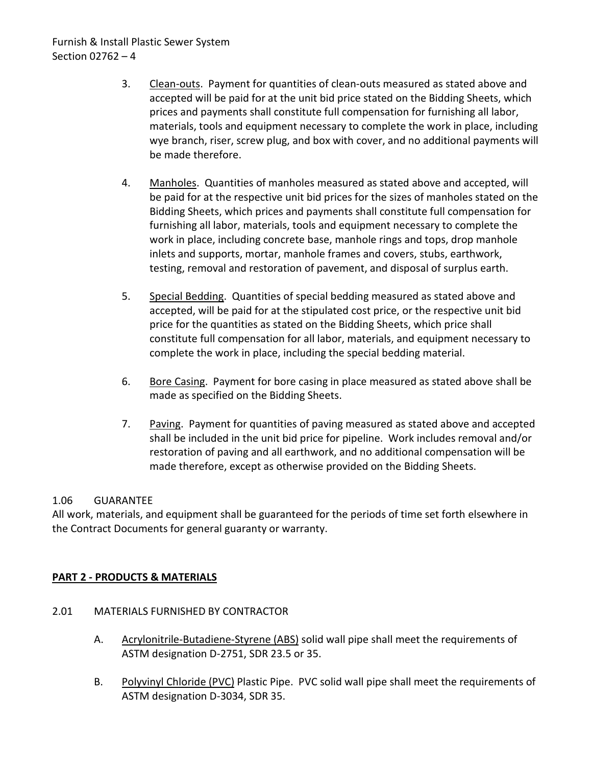3. Clean-outs. Payment for quantities of clean-outs measured as stated above and accepted will be paid for at the unit bid price stated on the Bidding Sheets, which prices and payments shall constitute full compensation for furnishing all labor, materials, tools and equipment necessary to complete the work in place, including wye branch, riser, screw plug, and box with cover, and no additional payments will be made therefore.

4. Manholes. Quantities of manholes measured as stated above and accepted, will be paid for at the respective unit bid prices for the sizes of manholes stated on the Bidding Sheets, which prices and payments shall constitute full compensation for furnishing all labor, materials, tools and equipment necessary to complete the work in place, including concrete base, manhole rings and tops, drop manhole inlets and supports, mortar, manhole frames and covers, stubs, earthwork, testing, removal and restoration of pavement, and disposal of surplus earth.

5. Special Bedding. Quantities of special bedding measured as stated above and accepted, will be paid for at the stipulated cost price, or the respective unit bid price for the quantities as stated on the Bidding Sheets, which price shall constitute full compensation for all labor, materials, and equipment necessary to complete the work in place, including the special bedding material.

6. Bore Casing. Payment for bore casing in place measured as stated above shall be made as specified on the Bidding Sheets.

7. Paving. Payment for quantities of paving measured as stated above and accepted shall be included in the unit bid price for pipeline. Work includes removal and/or restoration of paving and all earthwork, and no additional compensation will be made therefore, except as otherwise provided on the Bidding Sheets.

### 1.06 GUARANTEE

All work, materials, and equipment shall be guaranteed for the periods of time set forth elsewhere in the Contract Documents for general guaranty or warranty.

## PART 2 - PRODUCTS & MATERIALS

### 2.01 MATERIALS FURNISHED BY CONTRACTOR

A. Acrylonitrile-Butadiene-Styrene (ABS) solid wall pipe shall meet the requirements of ASTM designation D-2751, SDR 23.5 or 35.

B. Polyvinyl Chloride (PVC) Plastic Pipe. PVC solid wall pipe shall meet the requirements of ASTM designation D-3034, SDR 35.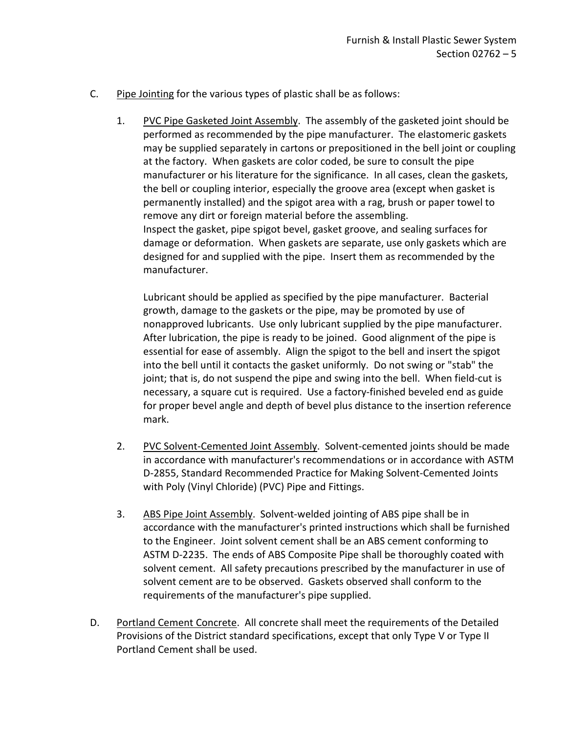C. Pipe Jointing for the various types of plastic shall be as follows:

1. PVC Pipe Gasketed Joint Assembly. The assembly of the gasketed joint should be performed as recommended by the pipe manufacturer. The elastomeric gaskets may be supplied separately in cartons or prepositioned in the bell joint or coupling at the factory. When gaskets are color coded, be sure to consult the pipe manufacturer or his literature for the significance. In all cases, clean the gaskets, the bell or coupling interior, especially the groove area (except when gasket is permanently installed) and the spigot area with a rag, brush or paper towel to remove any dirt or foreign material before the assembling.
Inspect the gasket, pipe spigot bevel, gasket groove, and sealing surfaces for damage or deformation. When gaskets are separate, use only gaskets which are designed for and supplied with the pipe. Insert them as recommended by the manufacturer.

   Lubricant should be applied as specified by the pipe manufacturer. Bacterial growth, damage to the gaskets or the pipe, may be promoted by use of nonapproved lubricants. Use only lubricant supplied by the pipe manufacturer. After lubrication, the pipe is ready to be joined. Good alignment of the pipe is essential for ease of assembly. Align the spigot to the bell and insert the spigot into the bell until it contacts the gasket uniformly. Do not swing or "stab" the joint; that is, do not suspend the pipe and swing into the bell. When field-cut is necessary, a square cut is required. Use a factory-finished beveled end as guide for proper bevel angle and depth of bevel plus distance to the insertion reference mark.

2. PVC Solvent-Cemented Joint Assembly. Solvent-cemented joints should be made in accordance with manufacturer's recommendations or in accordance with ASTM D-2855, Standard Recommended Practice for Making Solvent-Cemented Joints with Poly (Vinyl Chloride) (PVC) Pipe and Fittings.

3. ABS Pipe Joint Assembly. Solvent-welded jointing of ABS pipe shall be in accordance with the manufacturer's printed instructions which shall be furnished to the Engineer. Joint solvent cement shall be an ABS cement conforming to ASTM D-2235. The ends of ABS Composite Pipe shall be thoroughly coated with solvent cement. All safety precautions prescribed by the manufacturer in use of solvent cement are to be observed. Gaskets observed shall conform to the requirements of the manufacturer's pipe supplied.

D. Portland Cement Concrete. All concrete shall meet the requirements of the Detailed Provisions of the District standard specifications, except that only Type V or Type II Portland Cement shall be used.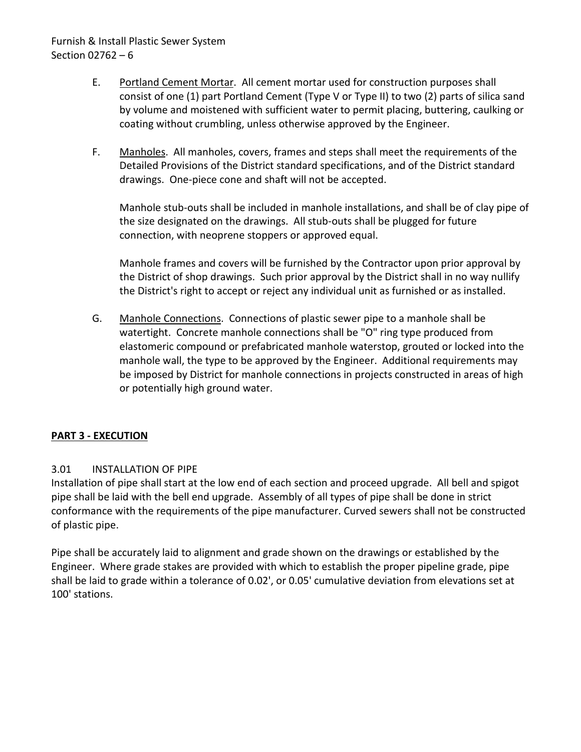E. <u>Portland Cement Mortar</u>. All cement mortar used for construction purposes shall consist of one (1) part Portland Cement (Type V or Type II) to two (2) parts of silica sand by volume and moistened with sufficient water to permit placing, buttering, caulking or coating without crumbling, unless otherwise approved by the Engineer.

F. <u>Manholes</u>. All manholes, covers, frames and steps shall meet the requirements of the Detailed Provisions of the District standard specifications, and of the District standard drawings. One-piece cone and shaft will not be accepted.

Manhole stub-outs shall be included in manhole installations, and shall be of clay pipe of the size designated on the drawings. All stub-outs shall be plugged for future connection, with neoprene stoppers or approved equal.

Manhole frames and covers will be furnished by the Contractor upon prior approval by the District of shop drawings. Such prior approval by the District shall in no way nullify the District's right to accept or reject any individual unit as furnished or as installed.

G. <u>Manhole Connections</u>. Connections of plastic sewer pipe to a manhole shall be watertight. Concrete manhole connections shall be "O" ring type produced from elastomeric compound or prefabricated manhole waterstop, grouted or locked into the manhole wall, the type to be approved by the Engineer. Additional requirements may be imposed by District for manhole connections in projects constructed in areas of high or potentially high ground water.

## PART 3 - EXECUTION

### 3.01 INSTALLATION OF PIPE

Installation of pipe shall start at the low end of each section and proceed upgrade. All bell and spigot pipe shall be laid with the bell end upgrade. Assembly of all types of pipe shall be done in strict conformance with the requirements of the pipe manufacturer. Curved sewers shall not be constructed of plastic pipe.

Pipe shall be accurately laid to alignment and grade shown on the drawings or established by the Engineer. Where grade stakes are provided with which to establish the proper pipeline grade, pipe shall be laid to grade within a tolerance of 0.02', or 0.05' cumulative deviation from elevations set at 100' stations.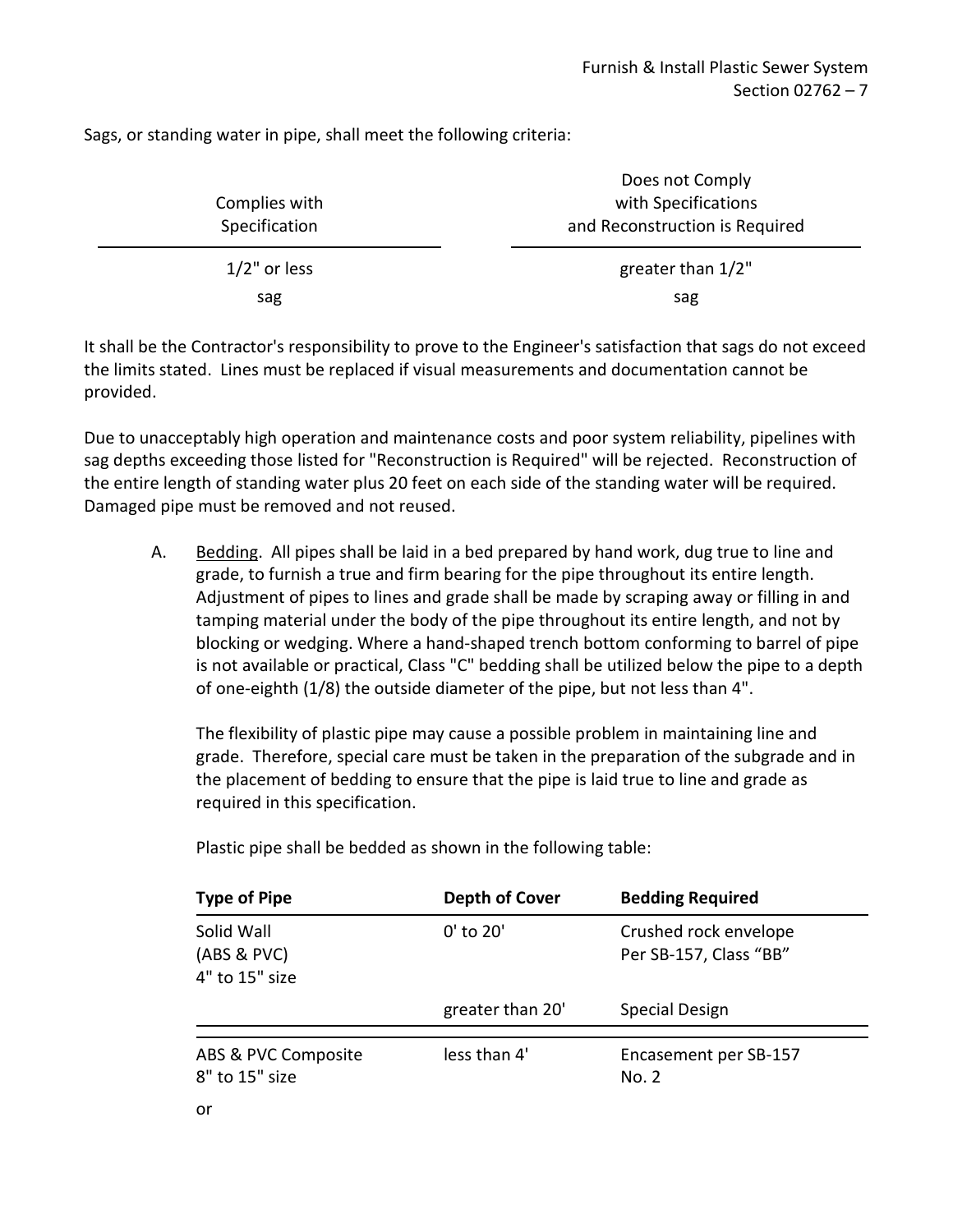Sags, or standing water in pipe, shall meet the following criteria:

| Complies with Specification | Does not Comply with Specifications and Reconstruction is Required |
|---|---|
| 1/2" or less sag | greater than 1/2" sag |

It shall be the Contractor's responsibility to prove to the Engineer's satisfaction that sags do not exceed the limits stated. Lines must be replaced if visual measurements and documentation cannot be provided.

Due to unacceptably high operation and maintenance costs and poor system reliability, pipelines with sag depths exceeding those listed for "Reconstruction is Required" will be rejected. Reconstruction of the entire length of standing water plus 20 feet on each side of the standing water will be required. Damaged pipe must be removed and not reused.

A. Bedding. All pipes shall be laid in a bed prepared by hand work, dug true to line and grade, to furnish a true and firm bearing for the pipe throughout its entire length. Adjustment of pipes to lines and grade shall be made by scraping away or filling in and tamping material under the body of the pipe throughout its entire length, and not by blocking or wedging. Where a hand-shaped trench bottom conforming to barrel of pipe is not available or practical, Class "C" bedding shall be utilized below the pipe to a depth of one-eighth (1/8) the outside diameter of the pipe, but not less than 4".

   The flexibility of plastic pipe may cause a possible problem in maintaining line and grade. Therefore, special care must be taken in the preparation of the subgrade and in the placement of bedding to ensure that the pipe is laid true to line and grade as required in this specification.

   Plastic pipe shall be bedded as shown in the following table:

| Type of Pipe | Depth of Cover | Bedding Required |
|---|---|---|
| Solid Wall (ABS & PVC) 4" to 15" size | 0' to 20' | Crushed rock envelope Per SB-157, Class "BB" |
| | greater than 20' | Special Design |
| ABS & PVC Composite 8" to 15" size | less than 4' | Encasement per SB-157 No. 2 |
| or | | |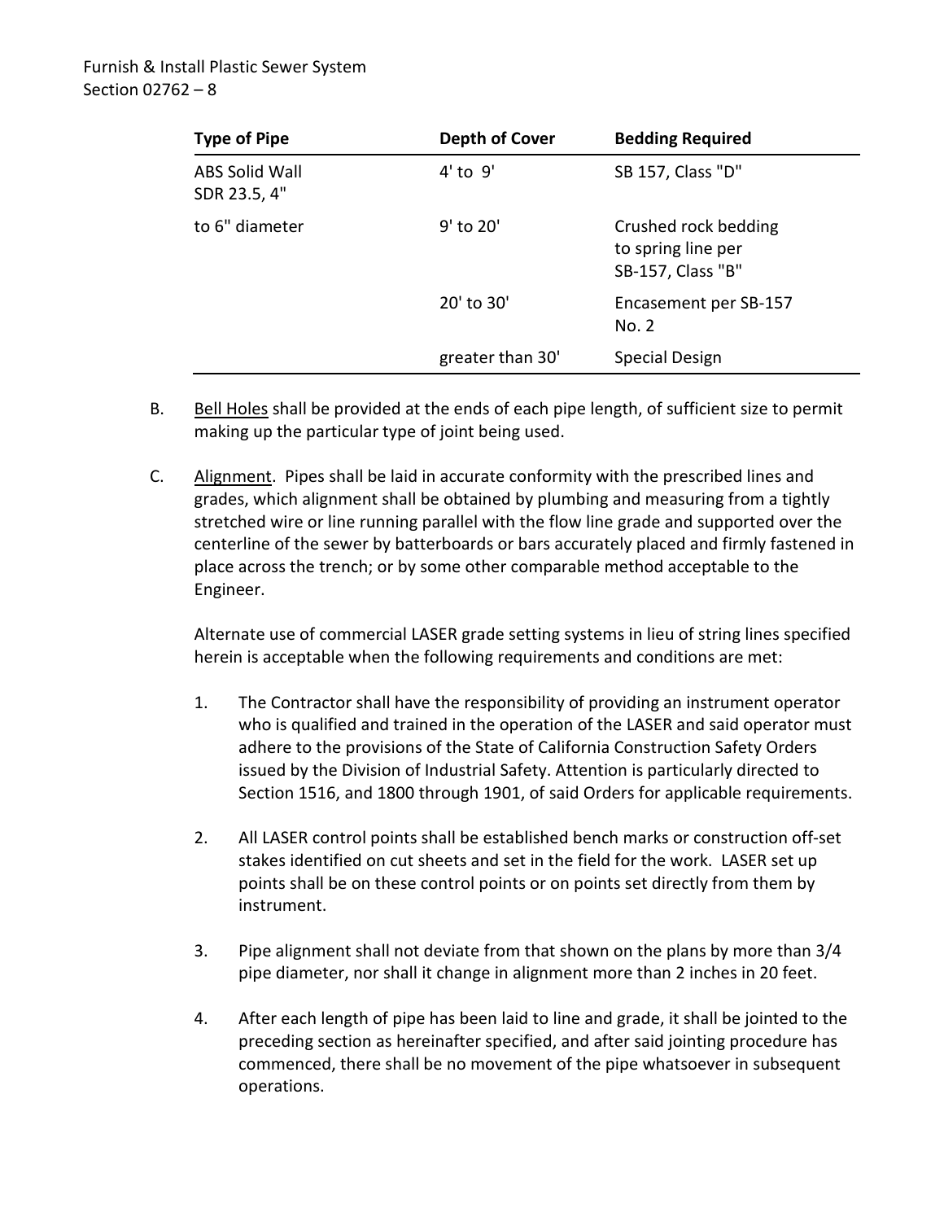| Type of Pipe | Depth of Cover | Bedding Required |
|---|---|---|
| ABS Solid Wall SDR 23.5, 4" | 4' to 9' | SB 157, Class "D" |
| to 6" diameter | 9' to 20' | Crushed rock bedding to spring line per SB-157, Class "B" |
| | 20' to 30' | Encasement per SB-157 No. 2 |
| | greater than 30' | Special Design |

B. Bell Holes shall be provided at the ends of each pipe length, of sufficient size to permit making up the particular type of joint being used.

C. Alignment. Pipes shall be laid in accurate conformity with the prescribed lines and grades, which alignment shall be obtained by plumbing and measuring from a tightly stretched wire or line running parallel with the flow line grade and supported over the centerline of the sewer by batterboards or bars accurately placed and firmly fastened in place across the trench; or by some other comparable method acceptable to the Engineer.

Alternate use of commercial LASER grade setting systems in lieu of string lines specified herein is acceptable when the following requirements and conditions are met:

1. The Contractor shall have the responsibility of providing an instrument operator who is qualified and trained in the operation of the LASER and said operator must adhere to the provisions of the State of California Construction Safety Orders issued by the Division of Industrial Safety. Attention is particularly directed to Section 1516, and 1800 through 1901, of said Orders for applicable requirements.

2. All LASER control points shall be established bench marks or construction off-set stakes identified on cut sheets and set in the field for the work. LASER set up points shall be on these control points or on points set directly from them by instrument.

3. Pipe alignment shall not deviate from that shown on the plans by more than 3/4 pipe diameter, nor shall it change in alignment more than 2 inches in 20 feet.

4. After each length of pipe has been laid to line and grade, it shall be jointed to the preceding section as hereinafter specified, and after said jointing procedure has commenced, there shall be no movement of the pipe whatsoever in subsequent operations.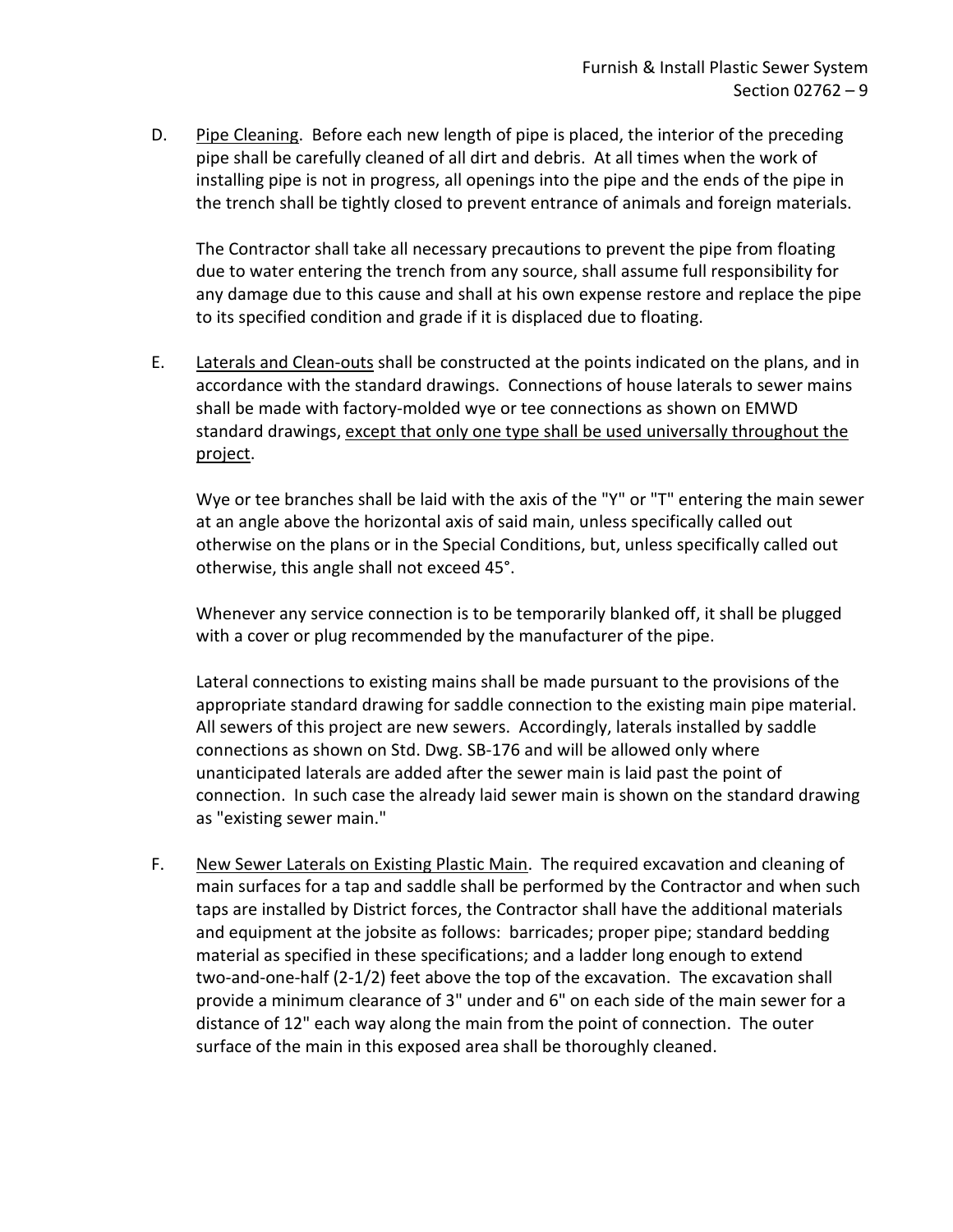D. <u>Pipe Cleaning</u>. Before each new length of pipe is placed, the interior of the preceding pipe shall be carefully cleaned of all dirt and debris. At all times when the work of installing pipe is not in progress, all openings into the pipe and the ends of the pipe in the trench shall be tightly closed to prevent entrance of animals and foreign materials.

   The Contractor shall take all necessary precautions to prevent the pipe from floating due to water entering the trench from any source, shall assume full responsibility for any damage due to this cause and shall at his own expense restore and replace the pipe to its specified condition and grade if it is displaced due to floating.

E. <u>Laterals and Clean-outs</u> shall be constructed at the points indicated on the plans, and in accordance with the standard drawings. Connections of house laterals to sewer mains shall be made with factory-molded wye or tee connections as shown on EMWD standard drawings, <u>except that only one type shall be used universally throughout the project</u>.

   Wye or tee branches shall be laid with the axis of the "Y" or "T" entering the main sewer at an angle above the horizontal axis of said main, unless specifically called out otherwise on the plans or in the Special Conditions, but, unless specifically called out otherwise, this angle shall not exceed 45°.

   Whenever any service connection is to be temporarily blanked off, it shall be plugged with a cover or plug recommended by the manufacturer of the pipe.

   Lateral connections to existing mains shall be made pursuant to the provisions of the appropriate standard drawing for saddle connection to the existing main pipe material. All sewers of this project are new sewers. Accordingly, laterals installed by saddle connections as shown on Std. Dwg. SB-176 and will be allowed only where unanticipated laterals are added after the sewer main is laid past the point of connection. In such case the already laid sewer main is shown on the standard drawing as "existing sewer main."

F. <u>New Sewer Laterals on Existing Plastic Main</u>. The required excavation and cleaning of main surfaces for a tap and saddle shall be performed by the Contractor and when such taps are installed by District forces, the Contractor shall have the additional materials and equipment at the jobsite as follows: barricades; proper pipe; standard bedding material as specified in these specifications; and a ladder long enough to extend two-and-one-half (2-1/2) feet above the top of the excavation. The excavation shall provide a minimum clearance of 3" under and 6" on each side of the main sewer for a distance of 12" each way along the main from the point of connection. The outer surface of the main in this exposed area shall be thoroughly cleaned.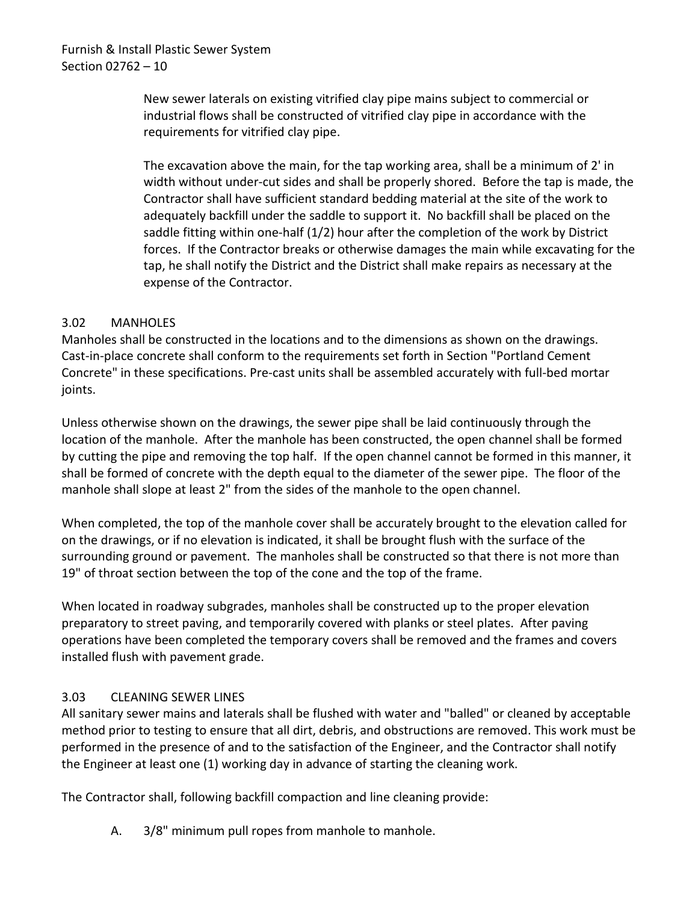New sewer laterals on existing vitrified clay pipe mains subject to commercial or industrial flows shall be constructed of vitrified clay pipe in accordance with the requirements for vitrified clay pipe.

The excavation above the main, for the tap working area, shall be a minimum of 2' in width without under-cut sides and shall be properly shored. Before the tap is made, the Contractor shall have sufficient standard bedding material at the site of the work to adequately backfill under the saddle to support it. No backfill shall be placed on the saddle fitting within one-half (1/2) hour after the completion of the work by District forces. If the Contractor breaks or otherwise damages the main while excavating for the tap, he shall notify the District and the District shall make repairs as necessary at the expense of the Contractor.

### 3.02 MANHOLES

Manholes shall be constructed in the locations and to the dimensions as shown on the drawings. Cast-in-place concrete shall conform to the requirements set forth in Section "Portland Cement Concrete" in these specifications. Pre-cast units shall be assembled accurately with full-bed mortar joints.

Unless otherwise shown on the drawings, the sewer pipe shall be laid continuously through the location of the manhole. After the manhole has been constructed, the open channel shall be formed by cutting the pipe and removing the top half. If the open channel cannot be formed in this manner, it shall be formed of concrete with the depth equal to the diameter of the sewer pipe. The floor of the manhole shall slope at least 2" from the sides of the manhole to the open channel.

When completed, the top of the manhole cover shall be accurately brought to the elevation called for on the drawings, or if no elevation is indicated, it shall be brought flush with the surface of the surrounding ground or pavement. The manholes shall be constructed so that there is not more than 19" of throat section between the top of the cone and the top of the frame.

When located in roadway subgrades, manholes shall be constructed up to the proper elevation preparatory to street paving, and temporarily covered with planks or steel plates. After paving operations have been completed the temporary covers shall be removed and the frames and covers installed flush with pavement grade.

### 3.03 CLEANING SEWER LINES

All sanitary sewer mains and laterals shall be flushed with water and "balled" or cleaned by acceptable method prior to testing to ensure that all dirt, debris, and obstructions are removed. This work must be performed in the presence of and to the satisfaction of the Engineer, and the Contractor shall notify the Engineer at least one (1) working day in advance of starting the cleaning work.

The Contractor shall, following backfill compaction and line cleaning provide:

A. 3/8" minimum pull ropes from manhole to manhole.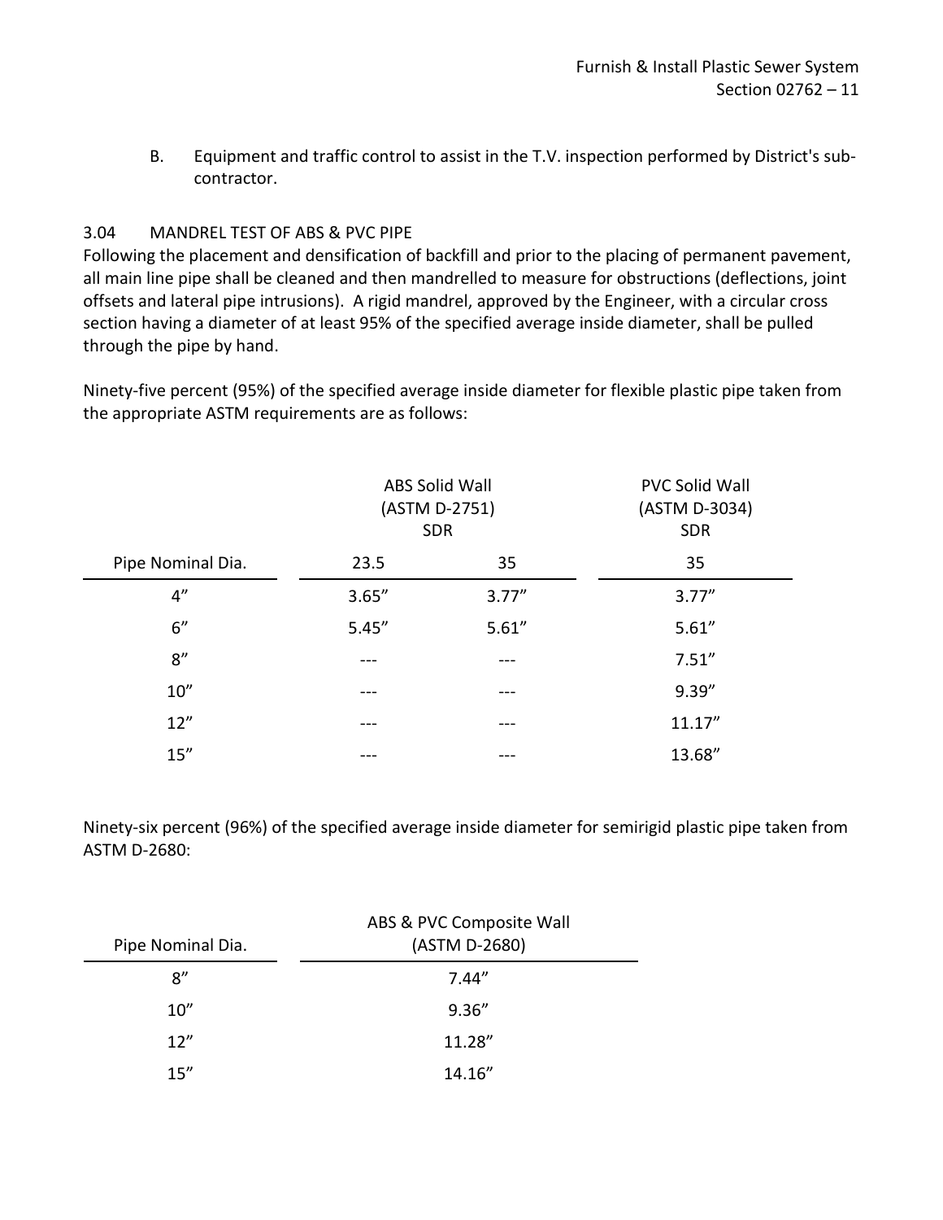B. Equipment and traffic control to assist in the T.V. inspection performed by District's sub-contractor.

## 3.04 MANDREL TEST OF ABS & PVC PIPE

Following the placement and densification of backfill and prior to the placing of permanent pavement, all main line pipe shall be cleaned and then mandrelled to measure for obstructions (deflections, joint offsets and lateral pipe intrusions). A rigid mandrel, approved by the Engineer, with a circular cross section having a diameter of at least 95% of the specified average inside diameter, shall be pulled through the pipe by hand.

Ninety-five percent (95%) of the specified average inside diameter for flexible plastic pipe taken from the appropriate ASTM requirements are as follows:

| | ABS Solid Wall (ASTM D-2751) SDR | | PVC Solid Wall (ASTM D-3034) SDR |
|---|---|---|---|
| Pipe Nominal Dia. | 23.5 | 35 | 35 |
| 4” | 3.65” | 3.77” | 3.77” |
| 6” | 5.45” | 5.61” | 5.61” |
| 8” | --- | --- | 7.51” |
| 10” | --- | --- | 9.39” |
| 12” | --- | --- | 11.17” |
| 15” | --- | --- | 13.68” |

Ninety-six percent (96%) of the specified average inside diameter for semirigid plastic pipe taken from ASTM D-2680:

| Pipe Nominal Dia. | ABS & PVC Composite Wall (ASTM D-2680) |
|---|---|
| 8” | 7.44” |
| 10” | 9.36” |
| 12” | 11.28” |
| 15” | 14.16” |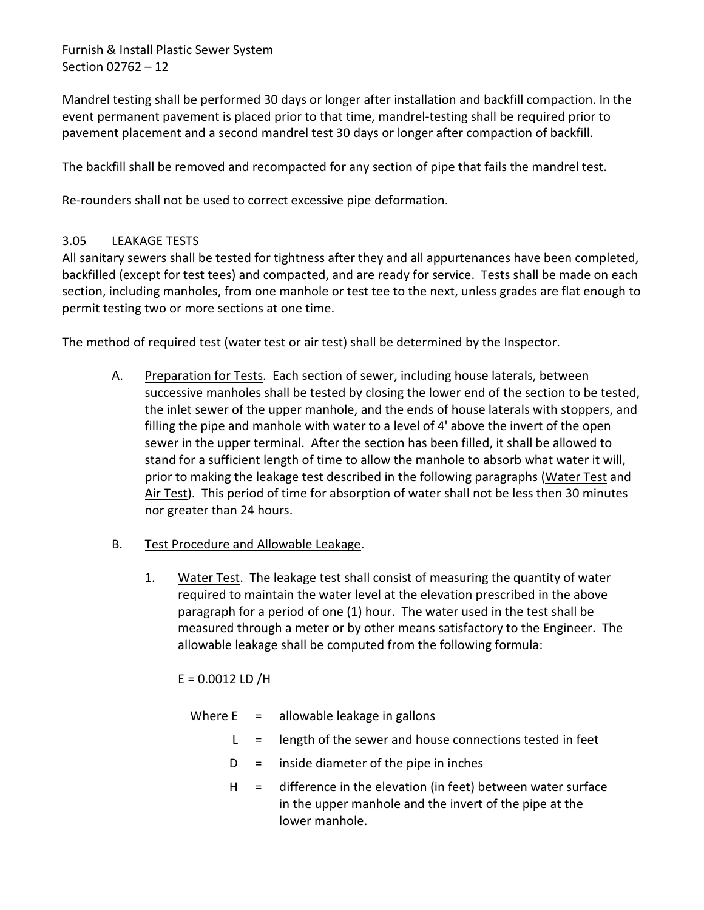Mandrel testing shall be performed 30 days or longer after installation and backfill compaction. In the event permanent pavement is placed prior to that time, mandrel-testing shall be required prior to pavement placement and a second mandrel test 30 days or longer after compaction of backfill.

The backfill shall be removed and recompacted for any section of pipe that fails the mandrel test.

Re-rounders shall not be used to correct excessive pipe deformation.

### 3.05 LEAKAGE TESTS

All sanitary sewers shall be tested for tightness after they and all appurtenances have been completed, backfilled (except for test tees) and compacted, and are ready for service. Tests shall be made on each section, including manholes, from one manhole or test tee to the next, unless grades are flat enough to permit testing two or more sections at one time.

The method of required test (water test or air test) shall be determined by the Inspector.

A. Preparation for Tests. Each section of sewer, including house laterals, between successive manholes shall be tested by closing the lower end of the section to be tested, the inlet sewer of the upper manhole, and the ends of house laterals with stoppers, and filling the pipe and manhole with water to a level of 4' above the invert of the open sewer in the upper terminal. After the section has been filled, it shall be allowed to stand for a sufficient length of time to allow the manhole to absorb what water it will, prior to making the leakage test described in the following paragraphs (Water Test and Air Test). This period of time for absorption of water shall not be less then 30 minutes nor greater than 24 hours.

B. Test Procedure and Allowable Leakage.

1. Water Test. The leakage test shall consist of measuring the quantity of water required to maintain the water level at the elevation prescribed in the above paragraph for a period of one (1) hour. The water used in the test shall be measured through a meter or by other means satisfactory to the Engineer. The allowable leakage shall be computed from the following formula:

   $E = 0.0012\ LD / H$

   Where $E$ = allowable leakage in gallons

   $L$ = length of the sewer and house connections tested in feet

   $D$ = inside diameter of the pipe in inches

   $H$ = difference in the elevation (in feet) between water surface in the upper manhole and the invert of the pipe at the lower manhole.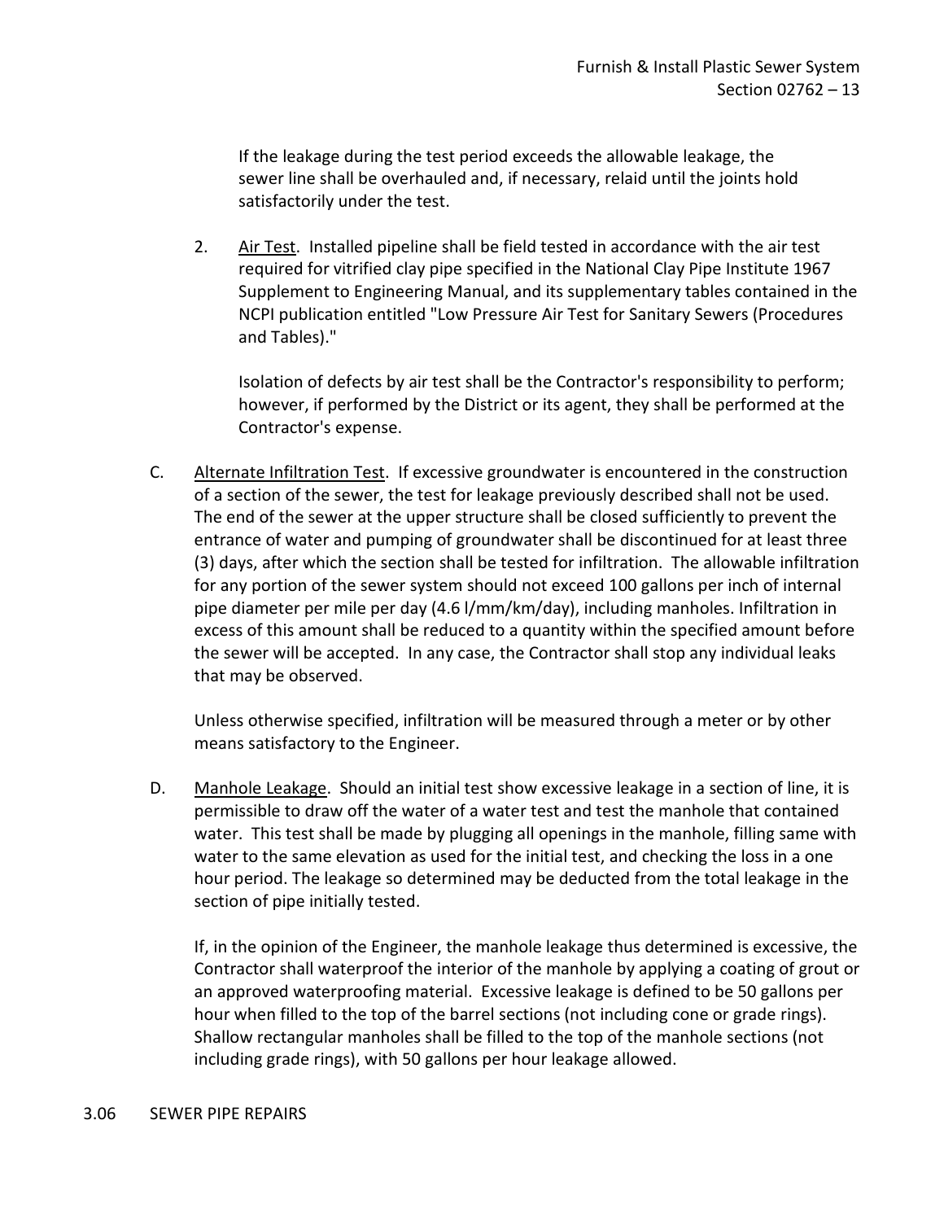If the leakage during the test period exceeds the allowable leakage, the sewer line shall be overhauled and, if necessary, relaid until the joints hold satisfactorily under the test.

2. Air Test. Installed pipeline shall be field tested in accordance with the air test required for vitrified clay pipe specified in the National Clay Pipe Institute 1967 Supplement to Engineering Manual, and its supplementary tables contained in the NCPI publication entitled "Low Pressure Air Test for Sanitary Sewers (Procedures and Tables)."

   Isolation of defects by air test shall be the Contractor's responsibility to perform; however, if performed by the District or its agent, they shall be performed at the Contractor's expense.

C. Alternate Infiltration Test. If excessive groundwater is encountered in the construction of a section of the sewer, the test for leakage previously described shall not be used. The end of the sewer at the upper structure shall be closed sufficiently to prevent the entrance of water and pumping of groundwater shall be discontinued for at least three (3) days, after which the section shall be tested for infiltration. The allowable infiltration for any portion of the sewer system should not exceed 100 gallons per inch of internal pipe diameter per mile per day (4.6 l/mm/km/day), including manholes. Infiltration in excess of this amount shall be reduced to a quantity within the specified amount before the sewer will be accepted. In any case, the Contractor shall stop any individual leaks that may be observed.

   Unless otherwise specified, infiltration will be measured through a meter or by other means satisfactory to the Engineer.

D. Manhole Leakage. Should an initial test show excessive leakage in a section of line, it is permissible to draw off the water of a water test and test the manhole that contained water. This test shall be made by plugging all openings in the manhole, filling same with water to the same elevation as used for the initial test, and checking the loss in a one hour period. The leakage so determined may be deducted from the total leakage in the section of pipe initially tested.

   If, in the opinion of the Engineer, the manhole leakage thus determined is excessive, the Contractor shall waterproof the interior of the manhole by applying a coating of grout or an approved waterproofing material. Excessive leakage is defined to be 50 gallons per hour when filled to the top of the barrel sections (not including cone or grade rings). Shallow rectangular manholes shall be filled to the top of the manhole sections (not including grade rings), with 50 gallons per hour leakage allowed.

## 3.06 SEWER PIPE REPAIRS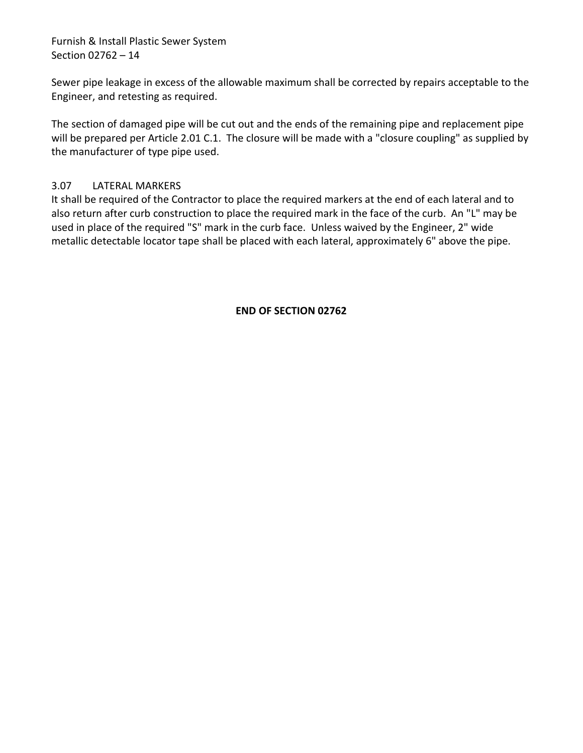Sewer pipe leakage in excess of the allowable maximum shall be corrected by repairs acceptable to the Engineer, and retesting as required.

The section of damaged pipe will be cut out and the ends of the remaining pipe and replacement pipe will be prepared per Article 2.01 C.1. The closure will be made with a "closure coupling" as supplied by the manufacturer of type pipe used.

### 3.07 LATERAL MARKERS

It shall be required of the Contractor to place the required markers at the end of each lateral and to also return after curb construction to place the required mark in the face of the curb. An "L" may be used in place of the required "S" mark in the curb face. Unless waived by the Engineer, 2" wide metallic detectable locator tape shall be placed with each lateral, approximately 6" above the pipe.

**END OF SECTION 02762**